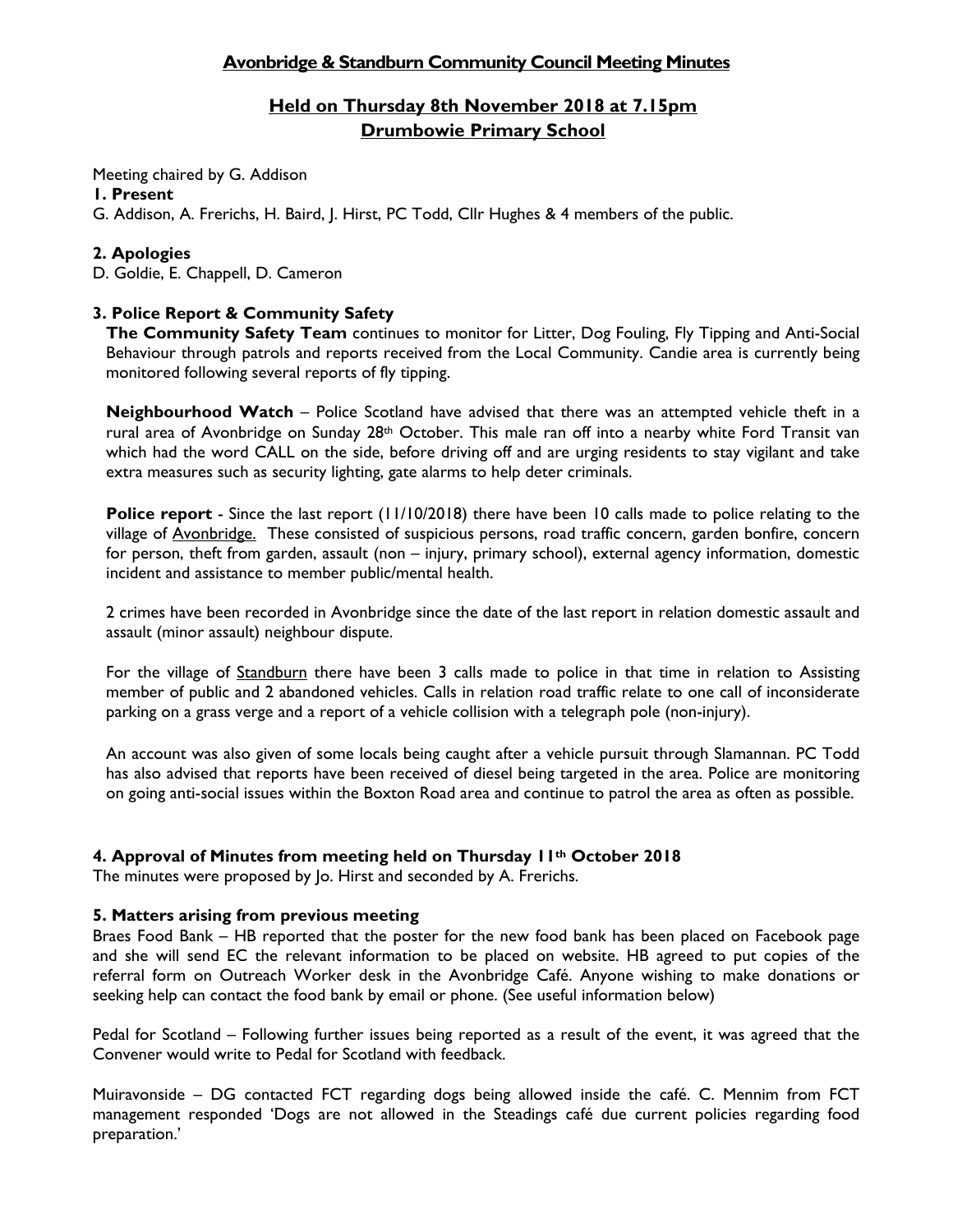# Avonbridge & Standburn Community Council Meeting Minutes

## Held on Thursday 8th November 2018 at 7.15pm
## Drumbowie Primary School

Meeting chaired by G. Addison

**1. Present**

G. Addison, A. Frerichs, H. Baird, J. Hirst, PC Todd, Cllr Hughes & 4 members of the public.

**2. Apologies**

D. Goldie, E. Chappell, D. Cameron

**3. Police Report & Community Safety**

**The Community Safety Team** continues to monitor for Litter, Dog Fouling, Fly Tipping and Anti-Social Behaviour through patrols and reports received from the Local Community. Candie area is currently being monitored following several reports of fly tipping.

**Neighbourhood Watch** – Police Scotland have advised that there was an attempted vehicle theft in a rural area of Avonbridge on Sunday 28th October. This male ran off into a nearby white Ford Transit van which had the word CALL on the side, before driving off and are urging residents to stay vigilant and take extra measures such as security lighting, gate alarms to help deter criminals.

**Police report** - Since the last report (11/10/2018) there have been 10 calls made to police relating to the village of Avonbridge. These consisted of suspicious persons, road traffic concern, garden bonfire, concern for person, theft from garden, assault (non – injury, primary school), external agency information, domestic incident and assistance to member public/mental health.

2 crimes have been recorded in Avonbridge since the date of the last report in relation domestic assault and assault (minor assault) neighbour dispute.

For the village of Standburn there have been 3 calls made to police in that time in relation to Assisting member of public and 2 abandoned vehicles. Calls in relation road traffic relate to one call of inconsiderate parking on a grass verge and a report of a vehicle collision with a telegraph pole (non-injury).

An account was also given of some locals being caught after a vehicle pursuit through Slamannan. PC Todd has also advised that reports have been received of diesel being targeted in the area. Police are monitoring on going anti-social issues within the Boxton Road area and continue to patrol the area as often as possible.

**4. Approval of Minutes from meeting held on Thursday 11th October 2018**

The minutes were proposed by Jo. Hirst and seconded by A. Frerichs.

**5. Matters arising from previous meeting**

Braes Food Bank – HB reported that the poster for the new food bank has been placed on Facebook page and she will send EC the relevant information to be placed on website. HB agreed to put copies of the referral form on Outreach Worker desk in the Avonbridge Café. Anyone wishing to make donations or seeking help can contact the food bank by email or phone. (See useful information below)

Pedal for Scotland – Following further issues being reported as a result of the event, it was agreed that the Convener would write to Pedal for Scotland with feedback.

Muiravonside – DG contacted FCT regarding dogs being allowed inside the café. C. Mennim from FCT management responded 'Dogs are not allowed in the Steadings café due current policies regarding food preparation.'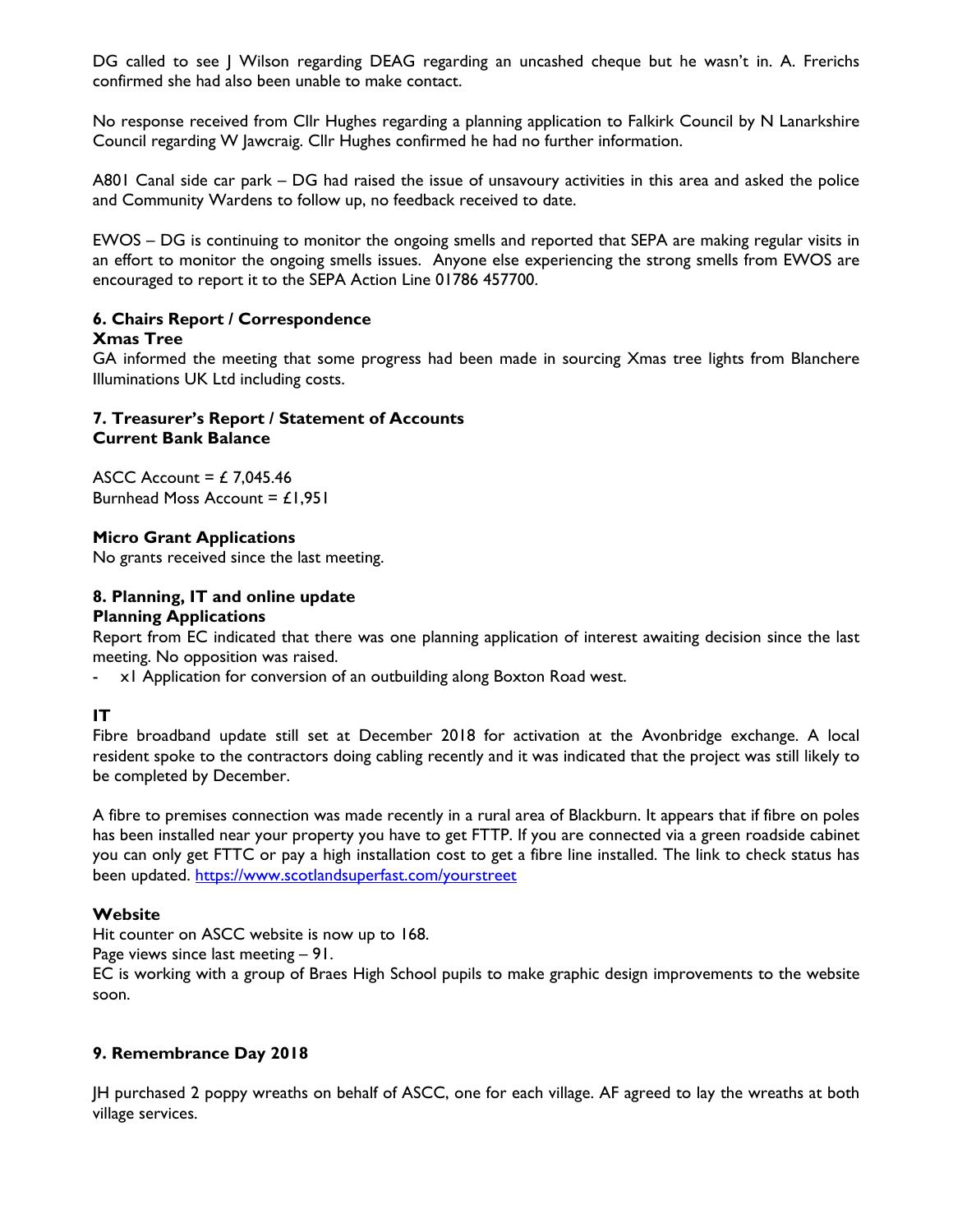DG called to see J Wilson regarding DEAG regarding an uncashed cheque but he wasn't in. A. Frerichs confirmed she had also been unable to make contact.

No response received from Cllr Hughes regarding a planning application to Falkirk Council by N Lanarkshire Council regarding W Jawcraig. Cllr Hughes confirmed he had no further information.

A801 Canal side car park – DG had raised the issue of unsavoury activities in this area and asked the police and Community Wardens to follow up, no feedback received to date.

EWOS – DG is continuing to monitor the ongoing smells and reported that SEPA are making regular visits in an effort to monitor the ongoing smells issues. Anyone else experiencing the strong smells from EWOS are encouraged to report it to the SEPA Action Line 01786 457700.

## 6. Chairs Report / Correspondence

### Xmas Tree

GA informed the meeting that some progress had been made in sourcing Xmas tree lights from Blanchere Illuminations UK Ltd including costs.

## 7. Treasurer's Report / Statement of Accounts

### Current Bank Balance

ASCC Account = £ 7,045.46
Burnhead Moss Account = £1,951

### Micro Grant Applications

No grants received since the last meeting.

## 8. Planning, IT and online update

### Planning Applications

Report from EC indicated that there was one planning application of interest awaiting decision since the last meeting. No opposition was raised.

- x1 Application for conversion of an outbuilding along Boxton Road west.

### IT

Fibre broadband update still set at December 2018 for activation at the Avonbridge exchange. A local resident spoke to the contractors doing cabling recently and it was indicated that the project was still likely to be completed by December.

A fibre to premises connection was made recently in a rural area of Blackburn. It appears that if fibre on poles has been installed near your property you have to get FTTP. If you are connected via a green roadside cabinet you can only get FTTC or pay a high installation cost to get a fibre line installed. The link to check status has been updated. https://www.scotlandsuperfast.com/yourstreet

### Website

Hit counter on ASCC website is now up to 168.
Page views since last meeting – 91.
EC is working with a group of Braes High School pupils to make graphic design improvements to the website soon.

## 9. Remembrance Day 2018

JH purchased 2 poppy wreaths on behalf of ASCC, one for each village. AF agreed to lay the wreaths at both village services.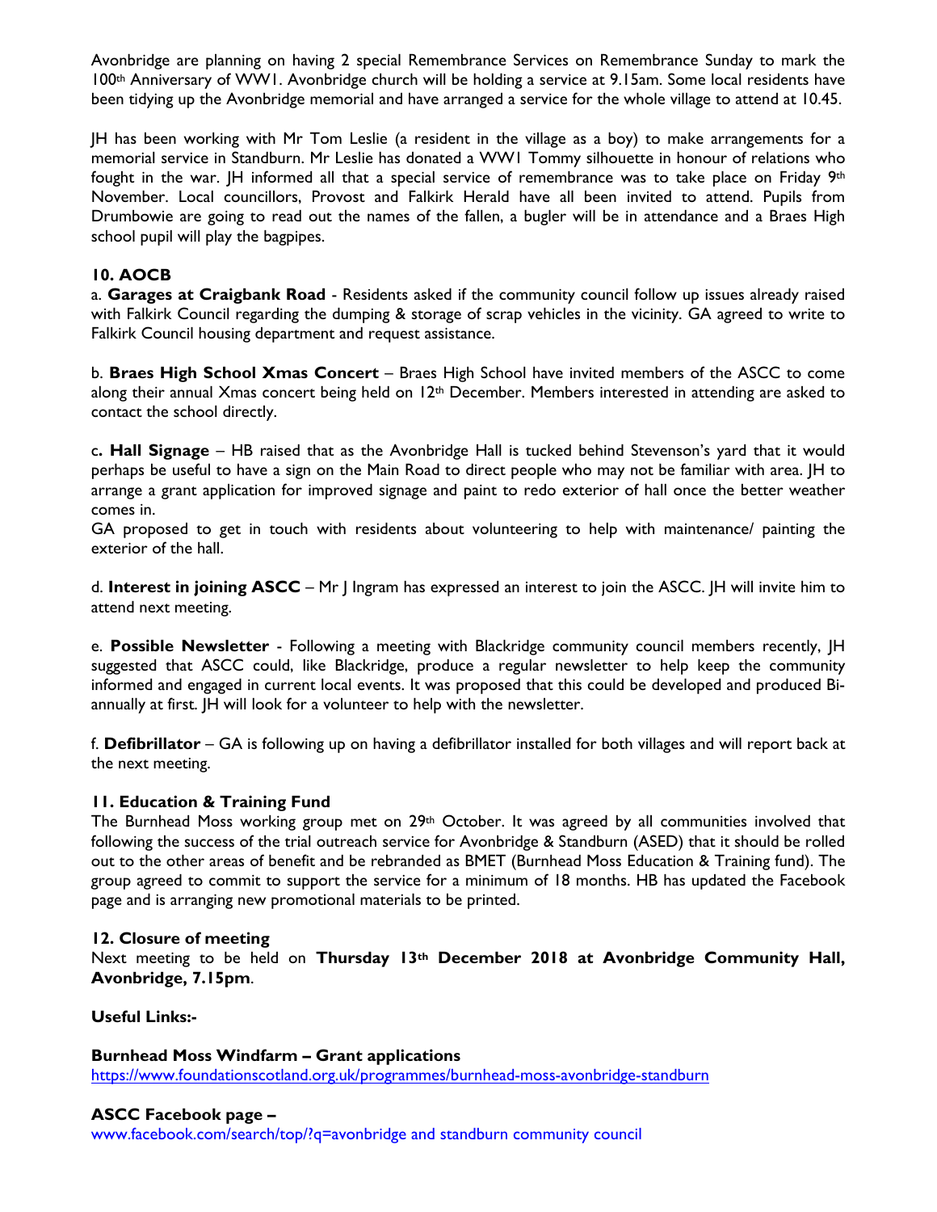Avonbridge are planning on having 2 special Remembrance Services on Remembrance Sunday to mark the 100th Anniversary of WW1. Avonbridge church will be holding a service at 9.15am. Some local residents have been tidying up the Avonbridge memorial and have arranged a service for the whole village to attend at 10.45.

JH has been working with Mr Tom Leslie (a resident in the village as a boy) to make arrangements for a memorial service in Standburn. Mr Leslie has donated a WW1 Tommy silhouette in honour of relations who fought in the war. JH informed all that a special service of remembrance was to take place on Friday 9th November. Local councillors, Provost and Falkirk Herald have all been invited to attend. Pupils from Drumbowie are going to read out the names of the fallen, a bugler will be in attendance and a Braes High school pupil will play the bagpipes.

### 10. AOCB

a. **Garages at Craigbank Road** - Residents asked if the community council follow up issues already raised with Falkirk Council regarding the dumping & storage of scrap vehicles in the vicinity. GA agreed to write to Falkirk Council housing department and request assistance.

b. **Braes High School Xmas Concert** – Braes High School have invited members of the ASCC to come along their annual Xmas concert being held on 12th December. Members interested in attending are asked to contact the school directly.

c**. Hall Signage** – HB raised that as the Avonbridge Hall is tucked behind Stevenson's yard that it would perhaps be useful to have a sign on the Main Road to direct people who may not be familiar with area. JH to arrange a grant application for improved signage and paint to redo exterior of hall once the better weather comes in.
GA proposed to get in touch with residents about volunteering to help with maintenance/ painting the exterior of the hall.

d. **Interest in joining ASCC** – Mr J Ingram has expressed an interest to join the ASCC. JH will invite him to attend next meeting.

e. **Possible Newsletter** - Following a meeting with Blackridge community council members recently, JH suggested that ASCC could, like Blackridge, produce a regular newsletter to help keep the community informed and engaged in current local events. It was proposed that this could be developed and produced Bi-annually at first. JH will look for a volunteer to help with the newsletter.

f. **Defibrillator** – GA is following up on having a defibrillator installed for both villages and will report back at the next meeting.

### 11. Education & Training Fund

The Burnhead Moss working group met on 29th October. It was agreed by all communities involved that following the success of the trial outreach service for Avonbridge & Standburn (ASED) that it should be rolled out to the other areas of benefit and be rebranded as BMET (Burnhead Moss Education & Training fund). The group agreed to commit to support the service for a minimum of 18 months. HB has updated the Facebook page and is arranging new promotional materials to be printed.

### 12. Closure of meeting

Next meeting to be held on **Thursday 13th December 2018 at Avonbridge Community Hall, Avonbridge, 7.15pm**.

**Useful Links:-**

**Burnhead Moss Windfarm – Grant applications**
https://www.foundationscotland.org.uk/programmes/burnhead-moss-avonbridge-standburn

**ASCC Facebook page –**
www.facebook.com/search/top/?q=avonbridge and standburn community council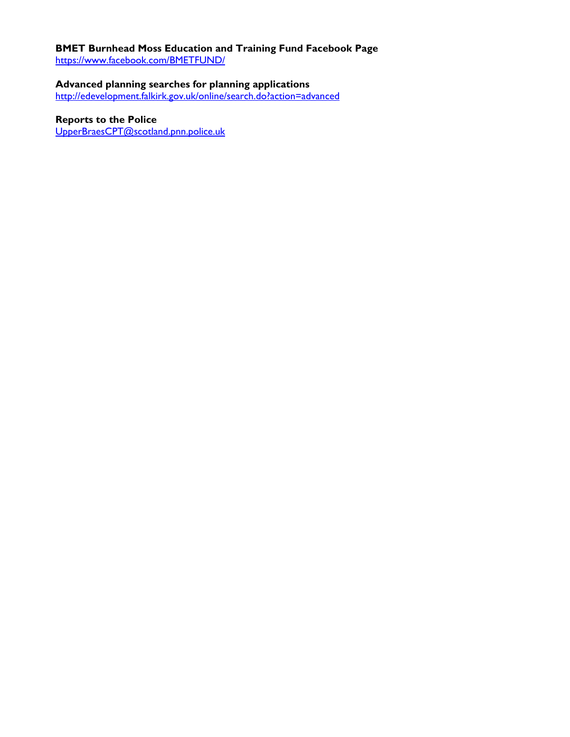**BMET Burnhead Moss Education and Training Fund Facebook Page**
https://www.facebook.com/BMETFUND/

**Advanced planning searches for planning applications**
http://edevelopment.falkirk.gov.uk/online/search.do?action=advanced

**Reports to the Police**
UpperBraesCPT@scotland.pnn.police.uk